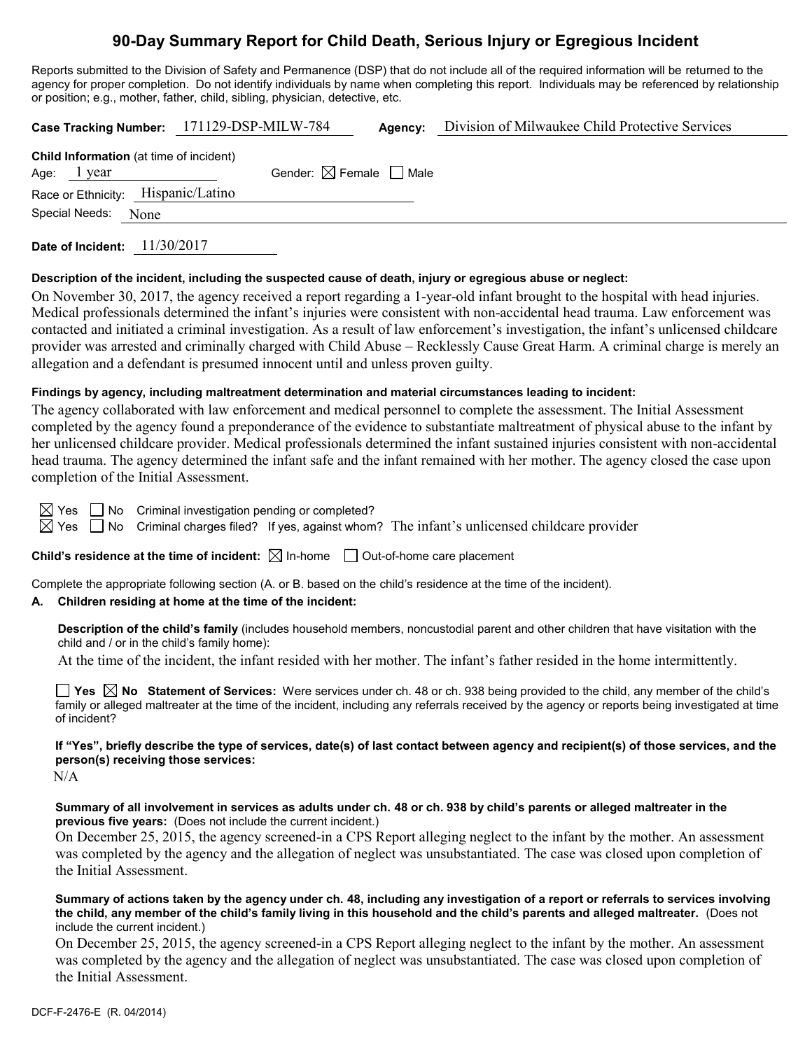# 90-Day Summary Report for Child Death, Serious Injury or Egregious Incident

Reports submitted to the Division of Safety and Permanence (DSP) that do not include all of the required information will be returned to the agency for proper completion. Do not identify individuals by name when completing this report. Individuals may be referenced by relationship or position; e.g., mother, father, child, sibling, physician, detective, etc.

**Case Tracking Number:** 171129-DSP-MILW-784 **Agency:** Division of Milwaukee Child Protective Services

**Child Information** (at time of incident)
Age: 1 year Gender: ☒ Female ☐ Male
Race or Ethnicity: Hispanic/Latino
Special Needs: None

**Date of Incident:** 11/30/2017

**Description of the incident, including the suspected cause of death, injury or egregious abuse or neglect:**

On November 30, 2017, the agency received a report regarding a 1-year-old infant brought to the hospital with head injuries. Medical professionals determined the infant's injuries were consistent with non-accidental head trauma. Law enforcement was contacted and initiated a criminal investigation. As a result of law enforcement's investigation, the infant's unlicensed childcare provider was arrested and criminally charged with Child Abuse – Recklessly Cause Great Harm. A criminal charge is merely an allegation and a defendant is presumed innocent until and unless proven guilty.

**Findings by agency, including maltreatment determination and material circumstances leading to incident:**

The agency collaborated with law enforcement and medical personnel to complete the assessment. The Initial Assessment completed by the agency found a preponderance of the evidence to substantiate maltreatment of physical abuse to the infant by her unlicensed childcare provider. Medical professionals determined the infant sustained injuries consistent with non-accidental head trauma. The agency determined the infant safe and the infant remained with her mother. The agency closed the case upon completion of the Initial Assessment.

☒ Yes ☐ No Criminal investigation pending or completed?
☒ Yes ☐ No Criminal charges filed? If yes, against whom? The infant's unlicensed childcare provider

**Child's residence at the time of incident:** ☒ In-home ☐ Out-of-home care placement

Complete the appropriate following section (A. or B. based on the child's residence at the time of the incident).

**A. Children residing at home at the time of the incident:**

**Description of the child's family** (includes household members, noncustodial parent and other children that have visitation with the child and / or in the child's family home):

At the time of the incident, the infant resided with her mother. The infant's father resided in the home intermittently.

☐ **Yes** ☒ **No Statement of Services:** Were services under ch. 48 or ch. 938 being provided to the child, any member of the child's family or alleged maltreater at the time of the incident, including any referrals received by the agency or reports being investigated at time of incident?

**If "Yes", briefly describe the type of services, date(s) of last contact between agency and recipient(s) of those services, and the person(s) receiving those services:**

N/A

**Summary of all involvement in services as adults under ch. 48 or ch. 938 by child's parents or alleged maltreater in the previous five years:** (Does not include the current incident.)

On December 25, 2015, the agency screened-in a CPS Report alleging neglect to the infant by the mother. An assessment was completed by the agency and the allegation of neglect was unsubstantiated. The case was closed upon completion of the Initial Assessment.

**Summary of actions taken by the agency under ch. 48, including any investigation of a report or referrals to services involving the child, any member of the child's family living in this household and the child's parents and alleged maltreater.** (Does not include the current incident.)

On December 25, 2015, the agency screened-in a CPS Report alleging neglect to the infant by the mother. An assessment was completed by the agency and the allegation of neglect was unsubstantiated. The case was closed upon completion of the Initial Assessment.

DCF-F-2476-E (R. 04/2014)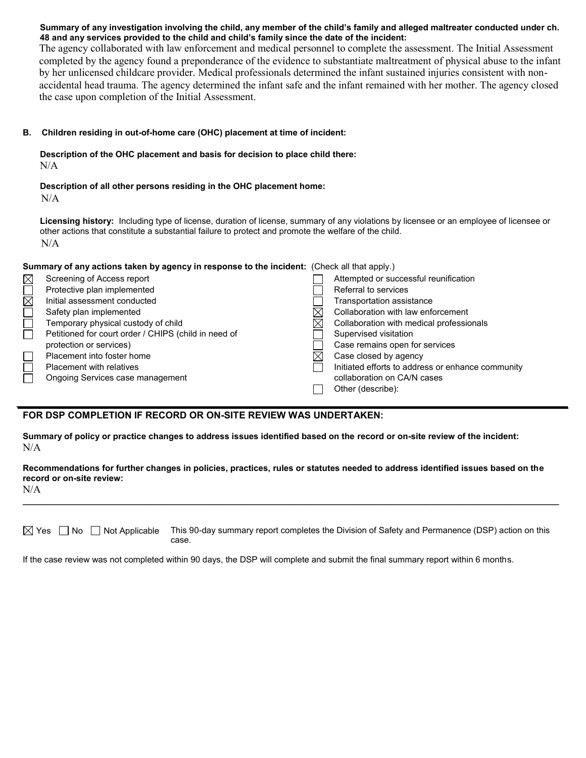**Summary of any investigation involving the child, any member of the child's family and alleged maltreater conducted under ch. 48 and any services provided to the child and child's family since the date of the incident:**

The agency collaborated with law enforcement and medical personnel to complete the assessment. The Initial Assessment completed by the agency found a preponderance of the evidence to substantiate maltreatment of physical abuse to the infant by her unlicensed childcare provider. Medical professionals determined the infant sustained injuries consistent with non-accidental head trauma. The agency determined the infant safe and the infant remained with her mother. The agency closed the case upon completion of the Initial Assessment.

**B. Children residing in out-of-home care (OHC) placement at time of incident:**

**Description of the OHC placement and basis for decision to place child there:**
N/A

**Description of all other persons residing in the OHC placement home:**
N/A

**Licensing history:** Including type of license, duration of license, summary of any violations by licensee or an employee of licensee or other actions that constitute a substantial failure to protect and promote the welfare of the child.
N/A

**Summary of any actions taken by agency in response to the incident:** (Check all that apply.)

- [x] Screening of Access report
- [ ] Protective plan implemented
- [x] Initial assessment conducted
- [ ] Safety plan implemented
- [ ] Temporary physical custody of child
- [ ] Petitioned for court order / CHIPS (child in need of protection or services)
- [ ] Placement into foster home
- [ ] Placement with relatives
- [ ] Ongoing Services case management
- [ ] Attempted or successful reunification
- [ ] Referral to services
- [ ] Transportation assistance
- [x] Collaboration with law enforcement
- [x] Collaboration with medical professionals
- [ ] Supervised visitation
- [ ] Case remains open for services
- [x] Case closed by agency
- [ ] Initiated efforts to address or enhance community collaboration on CA/N cases
- [ ] Other (describe):

## FOR DSP COMPLETION IF RECORD OR ON-SITE REVIEW WAS UNDERTAKEN:

**Summary of policy or practice changes to address issues identified based on the record or on-site review of the incident:**
N/A

**Recommendations for further changes in policies, practices, rules or statutes needed to address identified issues based on the record or on-site review:**
N/A

---

[x] Yes [ ] No [ ] Not Applicable This 90-day summary report completes the Division of Safety and Permanence (DSP) action on this case.

If the case review was not completed within 90 days, the DSP will complete and submit the final summary report within 6 months.